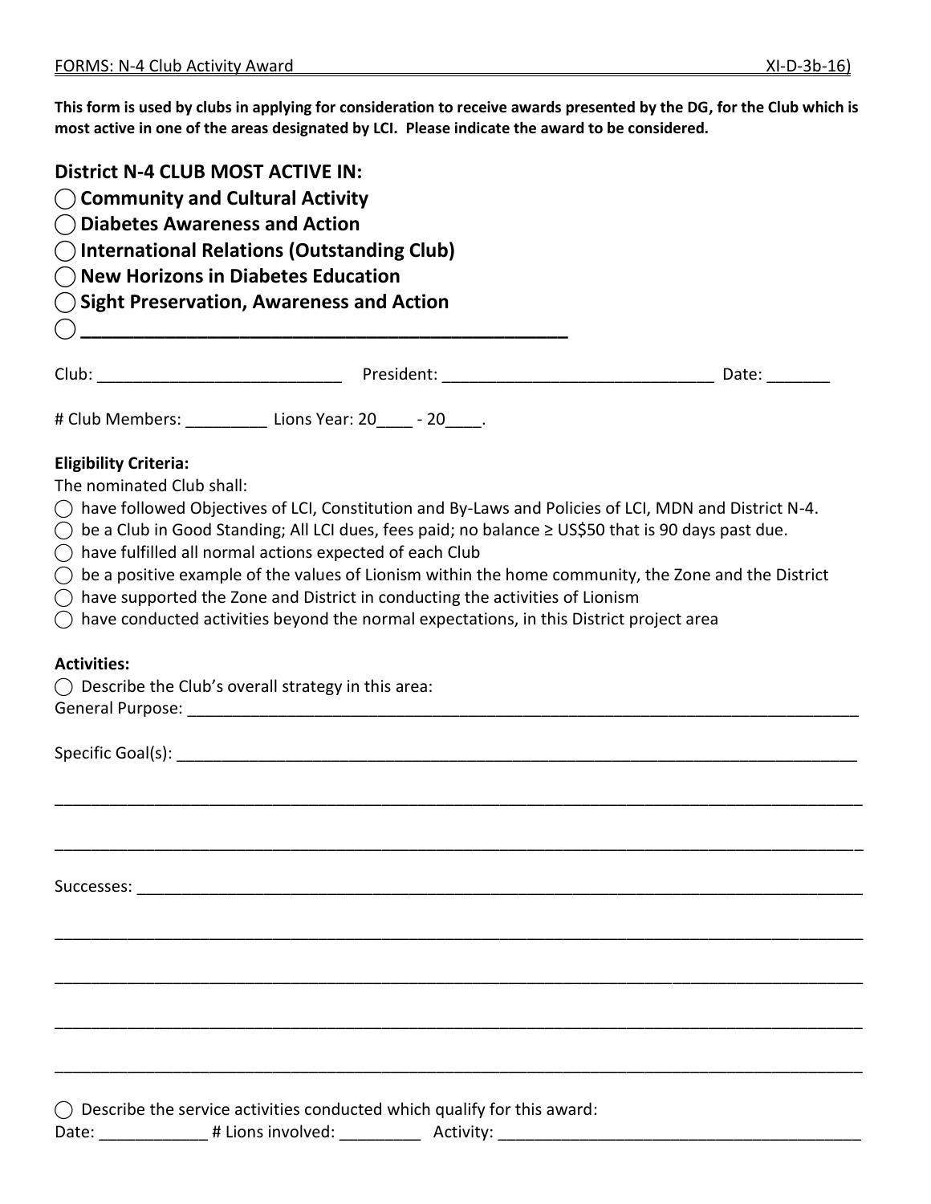FORMS: N-4 Club Activity Award XI-D-3b-16)

**This form is used by clubs in applying for consideration to receive awards presented by the DG, for the Club which is most active in one of the areas designated by LCI. Please indicate the award to be considered.**

## District N-4 CLUB MOST ACTIVE IN:

◯ **Community and Cultural Activity**
◯ **Diabetes Awareness and Action**
◯ **International Relations (Outstanding Club)**
◯ **New Horizons in Diabetes Education**
◯ **Sight Preservation, Awareness and Action**
◯ **_______________________________________________**

Club: ___________________________ President: ______________________________ Date: _______

# Club Members: _________ Lions Year: 20____ - 20____.

**Eligibility Criteria:**

The nominated Club shall:

◯ have followed Objectives of LCI, Constitution and By-Laws and Policies of LCI, MDN and District N-4.
◯ be a Club in Good Standing; All LCI dues, fees paid; no balance ≥ US$50 that is 90 days past due.
◯ have fulfilled all normal actions expected of each Club
◯ be a positive example of the values of Lionism within the home community, the Zone and the District
◯ have supported the Zone and District in conducting the activities of Lionism
◯ have conducted activities beyond the normal expectations, in this District project area

**Activities:**

◯ Describe the Club's overall strategy in this area:

General Purpose: ______________________________________________________________________________

Specific Goal(s): ______________________________________________________________________________

_______________________________________________________________________________________________

_______________________________________________________________________________________________

Successes: ____________________________________________________________________________________

_______________________________________________________________________________________________

_______________________________________________________________________________________________

_______________________________________________________________________________________________

_______________________________________________________________________________________________

◯ Describe the service activities conducted which qualify for this award:

Date: ____________ # Lions involved: _________ Activity: _________________________________________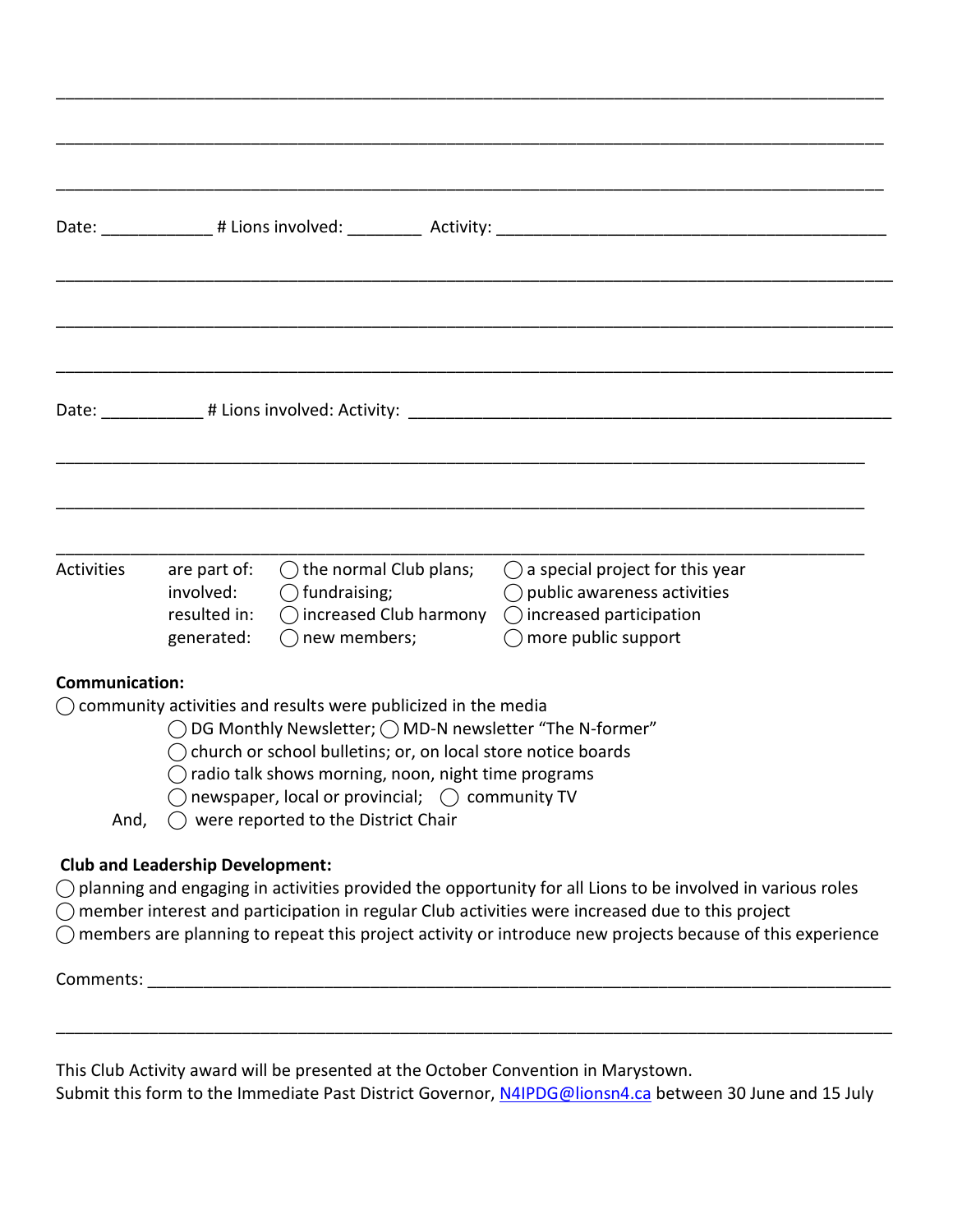______________________________________________________________________________________

______________________________________________________________________________________

______________________________________________________________________________________

Date: ____________ # Lions involved: ________ Activity: ___________________________________________

______________________________________________________________________________________

______________________________________________________________________________________

______________________________________________________________________________________

Date: ___________ # Lions involved: Activity: _______________________________________________________

______________________________________________________________________________________

______________________________________________________________________________________

______________________________________________________________________________________

| | | | |
|---|---|---|---|
| Activities | are part of: | ◯ the normal Club plans; | ◯ a special project for this year |
| | involved: | ◯ fundraising; | ◯ public awareness activities |
| | resulted in: | ◯ increased Club harmony | ◯ increased participation |
| | generated: | ◯ new members; | ◯ more public support |

**Communication:**

◯ community activities and results were publicized in the media

◯ DG Monthly Newsletter; ◯ MD-N newsletter "The N-former"

◯ church or school bulletins; or, on local store notice boards

◯ radio talk shows morning, noon, night time programs

◯ newspaper, local or provincial; ◯ community TV

And, ◯ were reported to the District Chair

**Club and Leadership Development:**

◯ planning and engaging in activities provided the opportunity for all Lions to be involved in various roles

◯ member interest and participation in regular Club activities were increased due to this project

◯ members are planning to repeat this project activity or introduce new projects because of this experience

Comments: __________________________________________________________________________

______________________________________________________________________________________

This Club Activity award will be presented at the October Convention in Marystown.
Submit this form to the Immediate Past District Governor, N4IPDG@lionsn4.ca between 30 June and 15 July